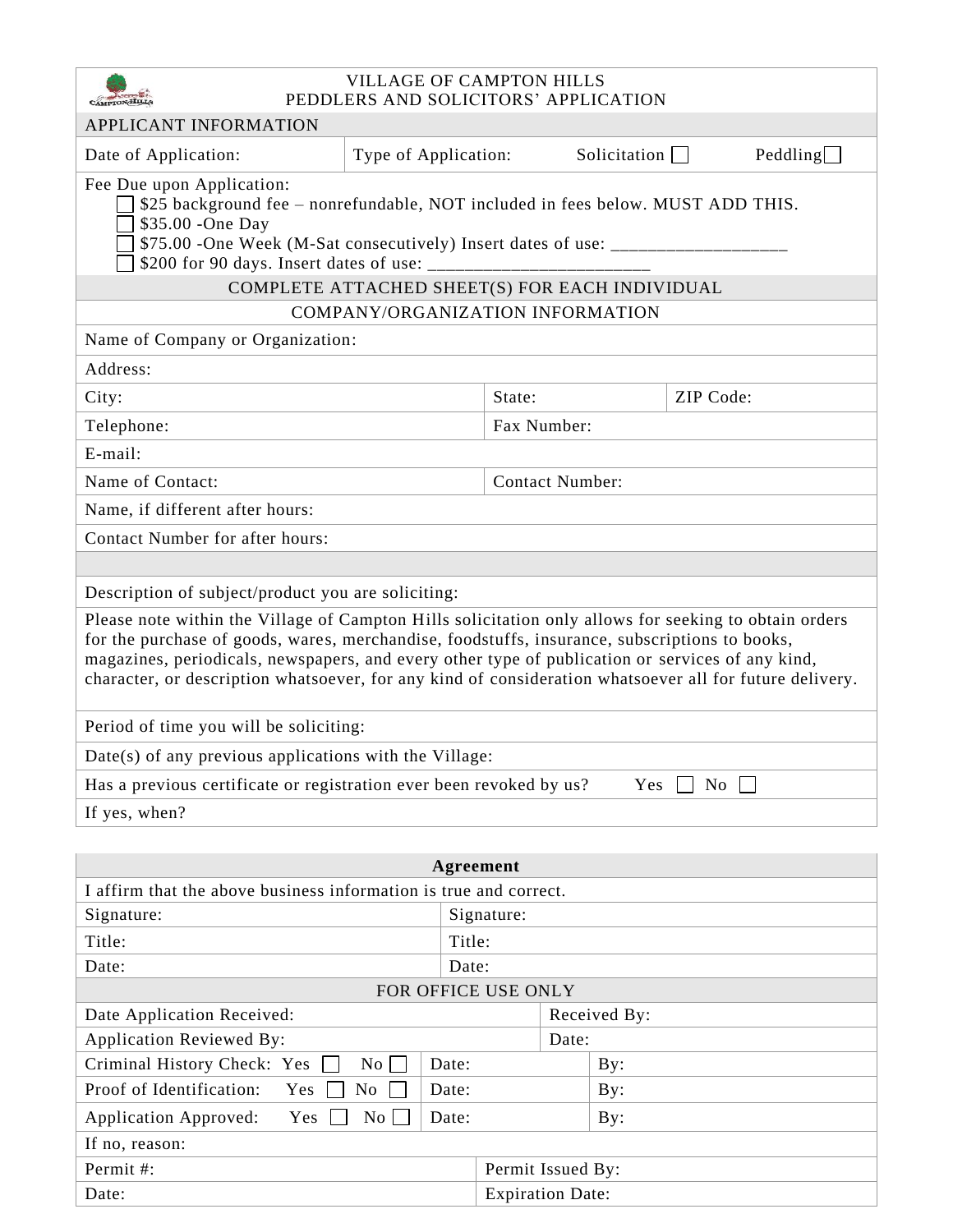# VILLAGE OF CAMPTON HILLS
## PEDDLERS AND SOLICITORS' APPLICATION

**APPLICANT INFORMATION**

| Date of Application: | Type of Application: Solicitation ☐ Peddling ☐ |
|---|---|

Fee Due upon Application:

- ☐ $25 background fee – nonrefundable, NOT included in fees below. MUST ADD THIS.
- ☐ $35.00 -One Day
- ☐ $75.00 -One Week (M-Sat consecutively) Insert dates of use: ___________________
- ☐ $200 for 90 days. Insert dates of use: ________________________

**COMPLETE ATTACHED SHEET(S) FOR EACH INDIVIDUAL**

**COMPANY/ORGANIZATION INFORMATION**

| Name of Company or Organization: | | |
|---|---|---|
| Address: | | |
| City: | State: | ZIP Code: |
| Telephone: | Fax Number: | |
| E-mail: | | |
| Name of Contact: | Contact Number: | |
| Name, if different after hours: | | |
| Contact Number for after hours: | | |

Description of subject/product you are soliciting:

Please note within the Village of Campton Hills solicitation only allows for seeking to obtain orders for the purchase of goods, wares, merchandise, foodstuffs, insurance, subscriptions to books, magazines, periodicals, newspapers, and every other type of publication or services of any kind, character, or description whatsoever, for any kind of consideration whatsoever all for future delivery.

Period of time you will be soliciting:

Date(s) of any previous applications with the Village:

Has a previous certificate or registration ever been revoked by us? Yes ☐ No ☐

If yes, when?

**Agreement**

I affirm that the above business information is true and correct.

| Signature: | Signature: |
|---|---|
| Title: | Title: |
| Date: | Date: |

**FOR OFFICE USE ONLY**

| Date Application Received: | | Received By: |
|---|---|---|
| Application Reviewed By: | | Date: |
| Criminal History Check: Yes ☐ No ☐ | Date: | By: |
| Proof of Identification: Yes ☐ No ☐ | Date: | By: |
| Application Approved: Yes ☐ No ☐ | Date: | By: |
| If no, reason: | | |
| Permit #: | Permit Issued By: | |
| Date: | Expiration Date: | |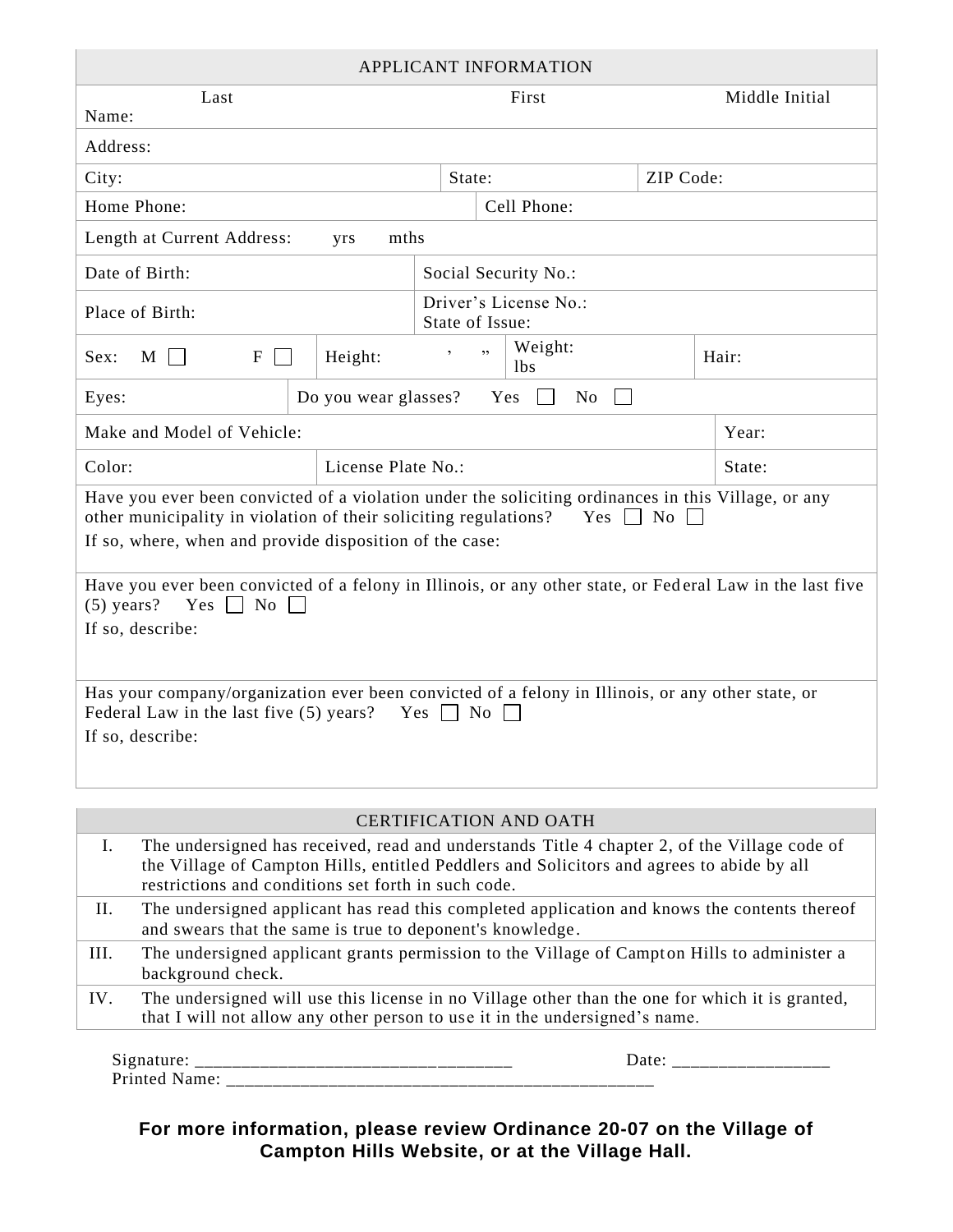## APPLICANT INFORMATION

| | | | | |
|---|---|---|---|---|
| Name: Last | | First | | Middle Initial |
| Address: | | | | |
| City: | | State: | | ZIP Code: |
| Home Phone: | | Cell Phone: | | |
| Length at Current Address: yrs mths | | | | |
| Date of Birth: | | Social Security No.: | | |
| Place of Birth: | | Driver's License No.: State of Issue: | | |
| Sex: M ☐ F ☐ | Height: ' " | Weight: lbs | | Hair: |
| Eyes: | Do you wear glasses? Yes ☐ No ☐ | | | |
| Make and Model of Vehicle: | | | | Year: |
| Color: | License Plate No.: | | | State: |

Have you ever been convicted of a violation under the soliciting ordinances in this Village, or any other municipality in violation of their soliciting regulations? Yes ☐ No ☐

If so, where, when and provide disposition of the case:

Have you ever been convicted of a felony in Illinois, or any other state, or Federal Law in the last five (5) years? Yes ☐ No ☐

If so, describe:

Has your company/organization ever been convicted of a felony in Illinois, or any other state, or Federal Law in the last five (5) years? Yes ☐ No ☐

If so, describe:

## CERTIFICATION AND OATH

| | |
|---|---|
| I. | The undersigned has received, read and understands Title 4 chapter 2, of the Village code of the Village of Campton Hills, entitled Peddlers and Solicitors and agrees to abide by all restrictions and conditions set forth in such code. |
| II. | The undersigned applicant has read this completed application and knows the contents thereof and swears that the same is true to deponent's knowledge. |
| III. | The undersigned applicant grants permission to the Village of Campton Hills to administer a background check. |
| IV. | The undersigned will use this license in no Village other than the one for which it is granted, that I will not allow any other person to use it in the undersigned's name. |

Signature: ___________________________________ Date: _________________

Printed Name: _______________________________________________

**For more information, please review Ordinance 20-07 on the Village of Campton Hills Website, or at the Village Hall.**